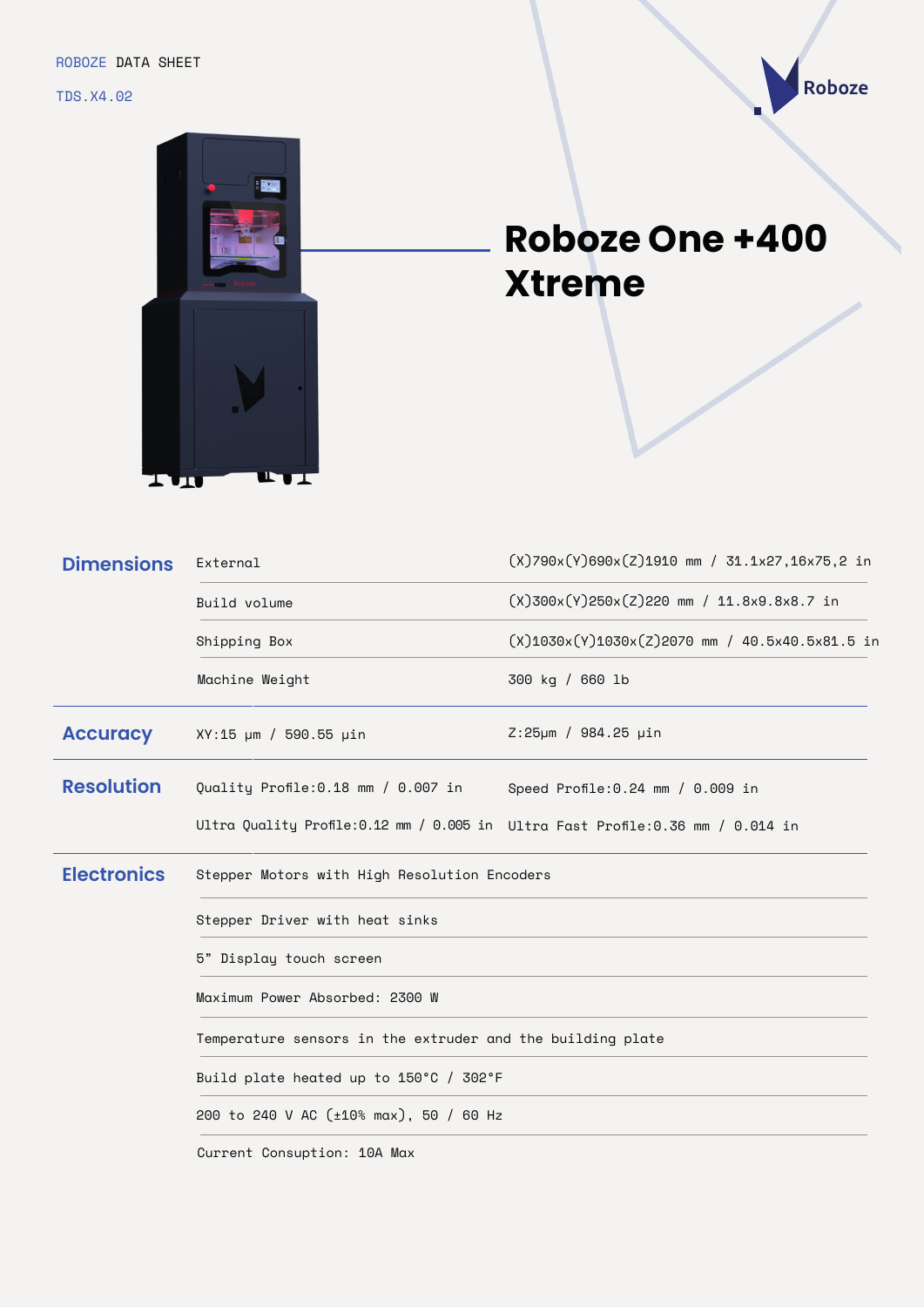ROBOZE DATA SHEET

TDS.X4.02

# Roboze One +400 Xtreme

## Dimensions

| | |
|---|---|
| External | (X)790x(Y)690x(Z)1910 mm / 31.1x27,16x75,2 in |
| Build volume | (X)300x(Y)250x(Z)220 mm / 11.8x9.8x8.7 in |
| Shipping Box | (X)1030x(Y)1030x(Z)2070 mm / 40.5x40.5x81.5 in |
| Machine Weight | 300 kg / 660 lb |

## Accuracy

| | |
|---|---|
| XY:15 µm / 590.55 µin | Z:25µm / 984.25 µin |

## Resolution

| | |
|---|---|
| Quality Profile:0.18 mm / 0.007 in | Speed Profile:0.24 mm / 0.009 in |
| Ultra Quality Profile:0.12 mm / 0.005 in | Ultra Fast Profile:0.36 mm / 0.014 in |

## Electronics

- Stepper Motors with High Resolution Encoders
- Stepper Driver with heat sinks
- 5" Display touch screen
- Maximum Power Absorbed: 2300 W
- Temperature sensors in the extruder and the building plate
- Build plate heated up to 150°C / 302°F
- 200 to 240 V AC (±10% max), 50 / 60 Hz
- Current Consuption: 10A Max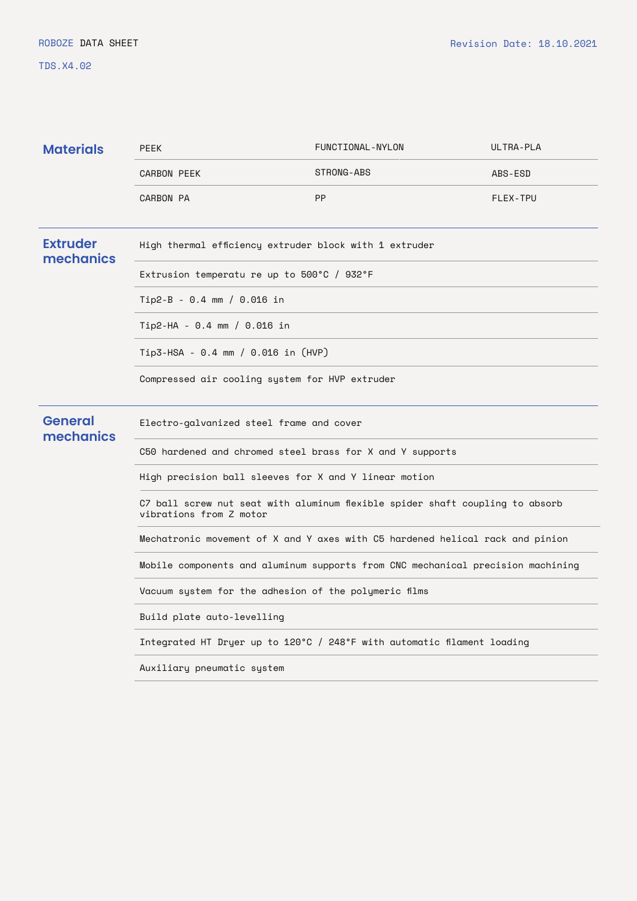## Materials

| | | |
|---|---|---|
| PEEK | FUNCTIONAL-NYLON | ULTRA-PLA |
| CARBON PEEK | STRONG-ABS | ABS-ESD |
| CARBON PA | PP | FLEX-TPU |

## Extruder mechanics

- High thermal efficiency extruder block with 1 extruder
- Extrusion temperatu re up to 500°C / 932°F
- Tip2-B - 0.4 mm / 0.016 in
- Tip2-HA - 0.4 mm / 0.016 in
- Tip3-HSA - 0.4 mm / 0.016 in (HVP)
- Compressed air cooling system for HVP extruder

## General mechanics

- Electro-galvanized steel frame and cover
- C50 hardened and chromed steel brass for X and Y supports
- High precision ball sleeves for X and Y linear motion
- C7 ball screw nut seat with aluminum flexible spider shaft coupling to absorb vibrations from Z motor
- Mechatronic movement of X and Y axes with C5 hardened helical rack and pinion
- Mobile components and aluminum supports from CNC mechanical precision machining
- Vacuum system for the adhesion of the polymeric films
- Build plate auto-levelling
- Integrated HT Dryer up to 120°C / 248°F with automatic filament loading
- Auxiliary pneumatic system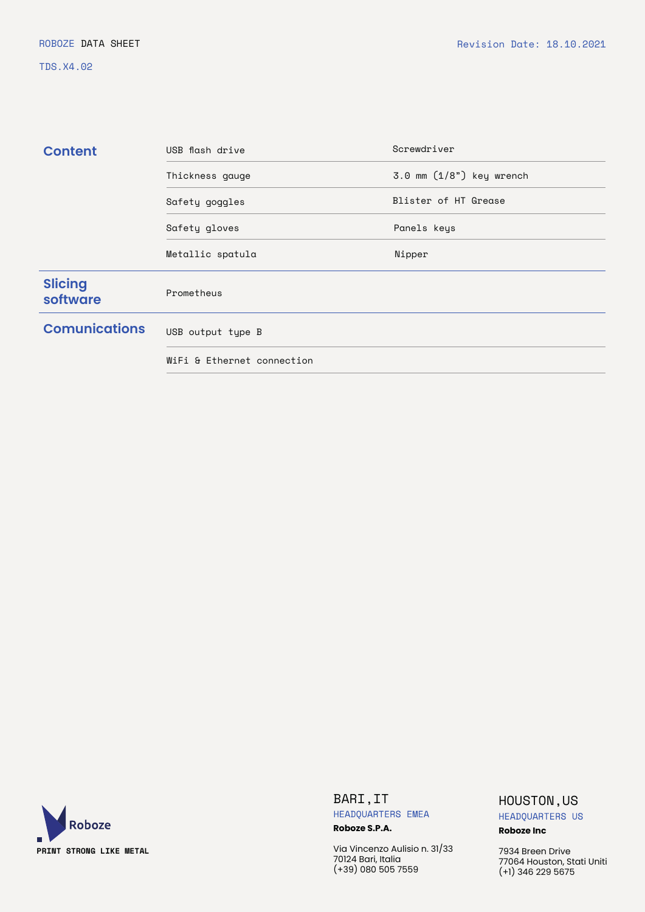| | | |
|---|---|---|
| **Content** | USB flash drive | Screwdriver |
| | Thickness gauge | 3.0 mm (1/8") key wrench |
| | Safety goggles | Blister of HT Grease |
| | Safety gloves | Panels keys |
| | Metallic spatula | Nipper |
| **Slicing software** | Prometheus | |
| **Comunications** | USB output type B | |
| | WiFi & Ethernet connection | |

Roboze
PRINT STRONG LIKE METAL

BARI, IT
HEADQUARTERS EMEA
**Roboze S.P.A.**

Via Vincenzo Aulisio n. 31/33
70124 Bari, Italia
(+39) 080 505 7559

HOUSTON, US
HEADQUARTERS US
**Roboze Inc**

7934 Breen Drive
77064 Houston, Stati Uniti
(+1) 346 229 5675